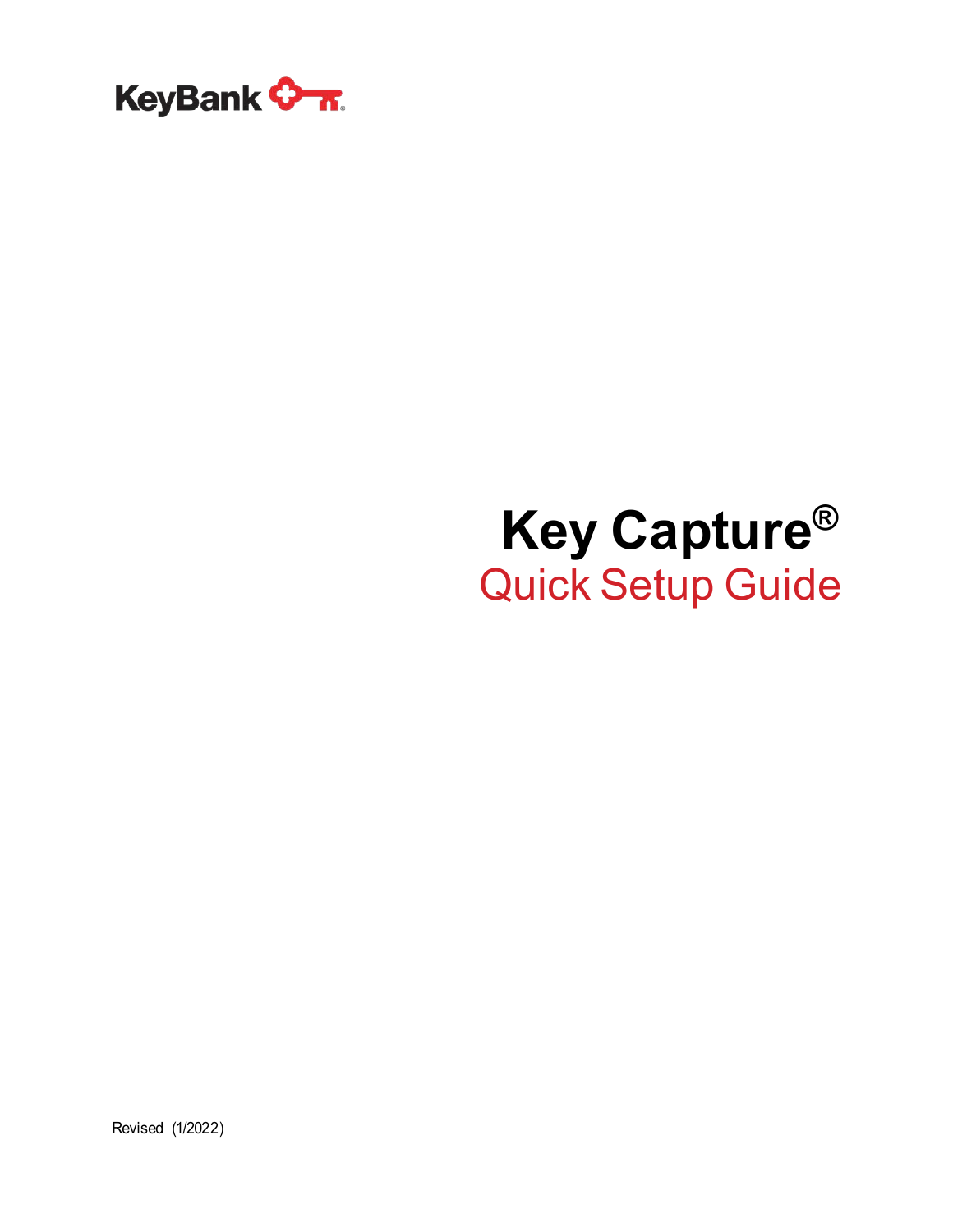KeyBank

# Key Capture®

## Quick Setup Guide

Revised (1/2022)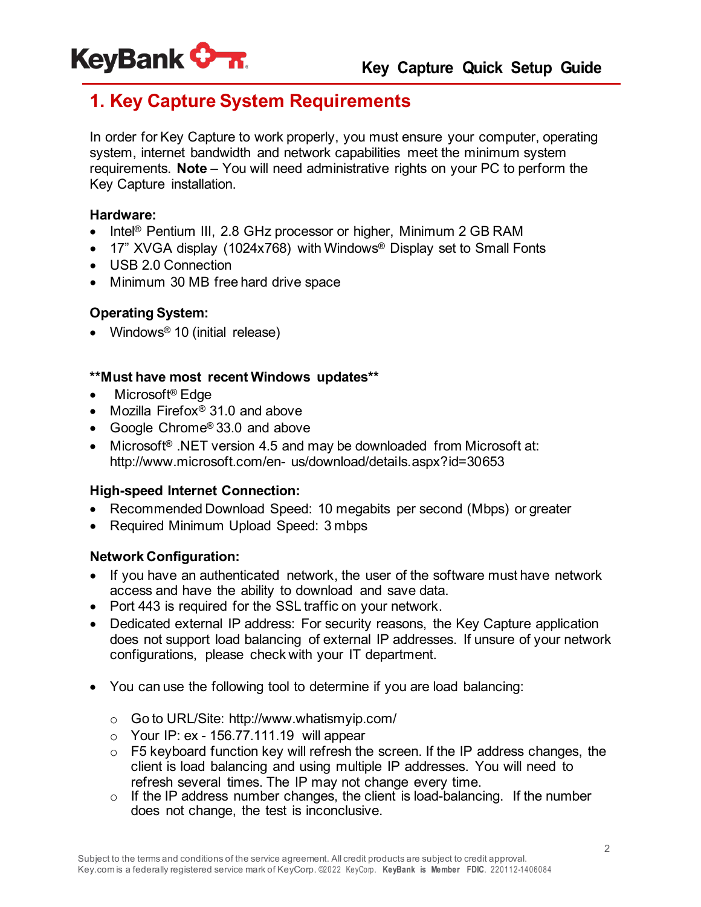## 1. Key Capture System Requirements

In order for Key Capture to work properly, you must ensure your computer, operating system, internet bandwidth and network capabilities meet the minimum system requirements. **Note** – You will need administrative rights on your PC to perform the Key Capture installation.

**Hardware:**

- Intel® Pentium III, 2.8 GHz processor or higher, Minimum 2 GB RAM
- 17" XVGA display (1024x768) with Windows® Display set to Small Fonts
- USB 2.0 Connection
- Minimum 30 MB free hard drive space

**Operating System:**

- Windows® 10 (initial release)

****Must have most recent Windows updates****

- Microsoft® Edge
- Mozilla Firefox® 31.0 and above
- Google Chrome® 33.0 and above
- Microsoft® .NET version 4.5 and may be downloaded from Microsoft at: http://www.microsoft.com/en- us/download/details.aspx?id=30653

**High-speed Internet Connection:**

- Recommended Download Speed: 10 megabits per second (Mbps) or greater
- Required Minimum Upload Speed: 3 mbps

**Network Configuration:**

- If you have an authenticated network, the user of the software must have network access and have the ability to download and save data.
- Port 443 is required for the SSL traffic on your network.
- Dedicated external IP address: For security reasons, the Key Capture application does not support load balancing of external IP addresses. If unsure of your network configurations, please check with your IT department.

- You can use the following tool to determine if you are load balancing:
  - Go to URL/Site: http://www.whatismyip.com/
  - Your IP: ex - 156.77.111.19 will appear
  - F5 keyboard function key will refresh the screen. If the IP address changes, the client is load balancing and using multiple IP addresses. You will need to refresh several times. The IP may not change every time.
  - If the IP address number changes, the client is load-balancing. If the number does not change, the test is inconclusive.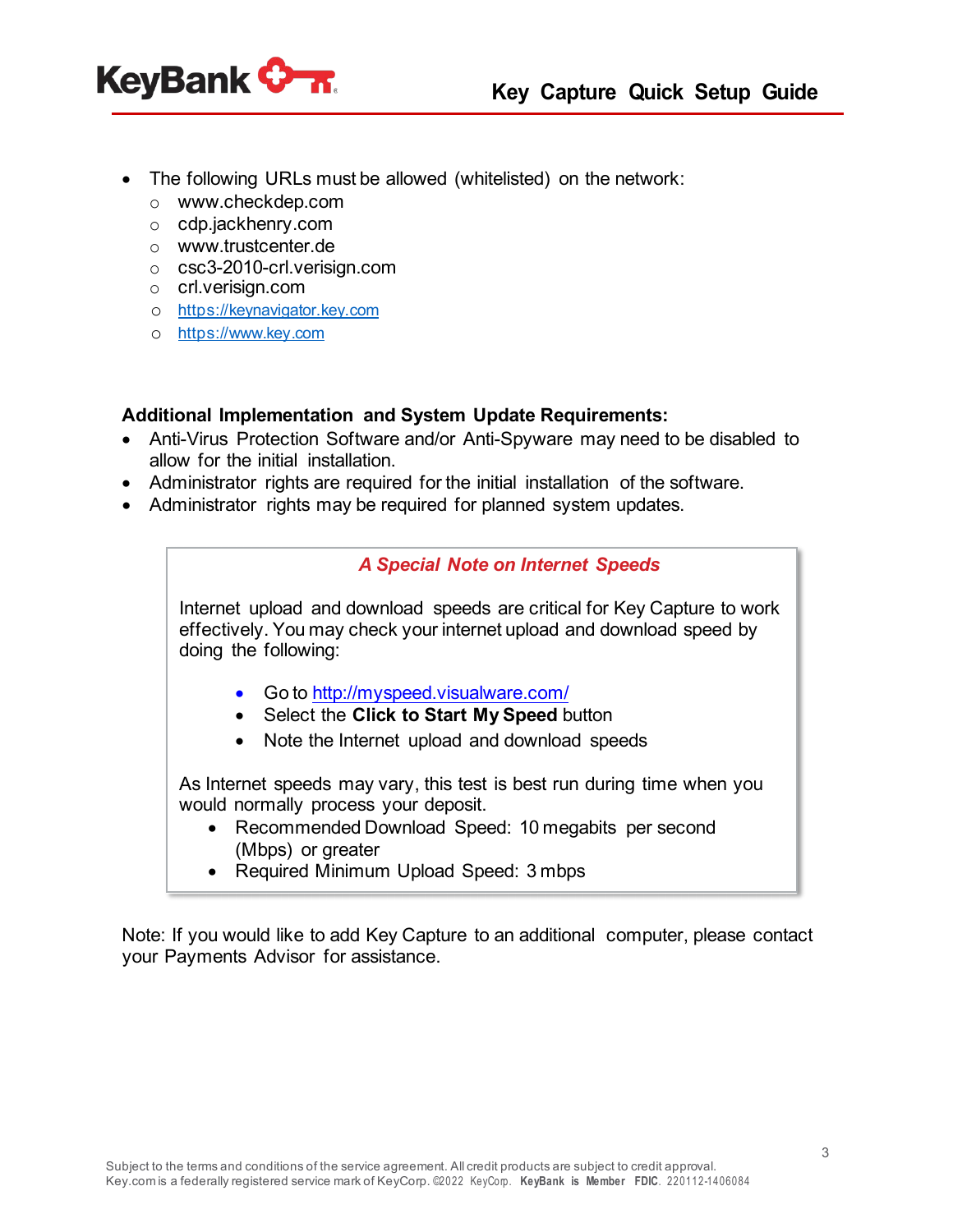- The following URLs must be allowed (whitelisted) on the network:
  - www.checkdep.com
  - cdp.jackhenry.com
  - www.trustcenter.de
  - csc3-2010-crl.verisign.com
  - crl.verisign.com
  - https://keynavigator.key.com
  - https://www.key.com

**Additional Implementation and System Update Requirements:**

- Anti-Virus Protection Software and/or Anti-Spyware may need to be disabled to allow for the initial installation.
- Administrator rights are required for the initial installation of the software.
- Administrator rights may be required for planned system updates.

***A Special Note on Internet Speeds***

Internet upload and download speeds are critical for Key Capture to work effectively. You may check your internet upload and download speed by doing the following:

- Go to http://myspeed.visualware.com/
- Select the **Click to Start My Speed** button
- Note the Internet upload and download speeds

As Internet speeds may vary, this test is best run during time when you would normally process your deposit.

- Recommended Download Speed: 10 megabits per second (Mbps) or greater
- Required Minimum Upload Speed: 3 mbps

Note: If you would like to add Key Capture to an additional computer, please contact your Payments Advisor for assistance.

Subject to the terms and conditions of the service agreement. All credit products are subject to credit approval.
Key.com is a federally registered service mark of KeyCorp. ©2022 KeyCorp. **KeyBank is Member FDIC**. 220112-1406084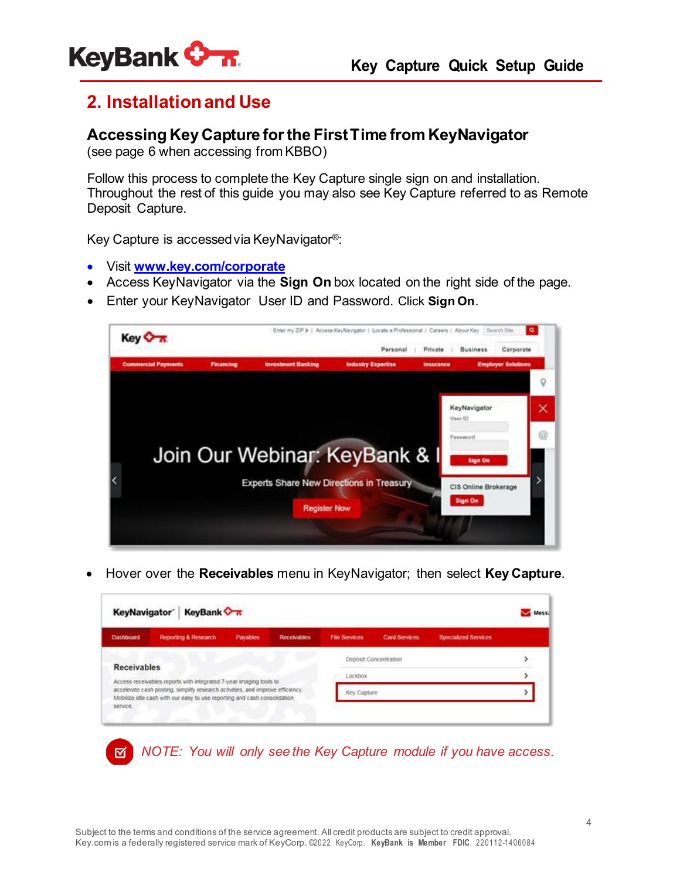## 2. Installation and Use

### Accessing Key Capture for the First Time from KeyNavigator

(see page 6 when accessing from KBBO)

Follow this process to complete the Key Capture single sign on and installation. Throughout the rest of this guide you may also see Key Capture referred to as Remote Deposit Capture.

Key Capture is accessed via KeyNavigator®:

- Visit [www.key.com/corporate](http://www.key.com/corporate)
- Access KeyNavigator via the **Sign On** box located on the right side of the page.
- Enter your KeyNavigator User ID and Password. Click **Sign On**.

- Hover over the **Receivables** menu in KeyNavigator; then select **Key Capture**.

*NOTE: You will only see the Key Capture module if you have access.*

Subject to the terms and conditions of the service agreement. All credit products are subject to credit approval.
Key.com is a federally registered service mark of KeyCorp. ©2022 KeyCorp. **KeyBank is Member FDIC.** 220112-1406084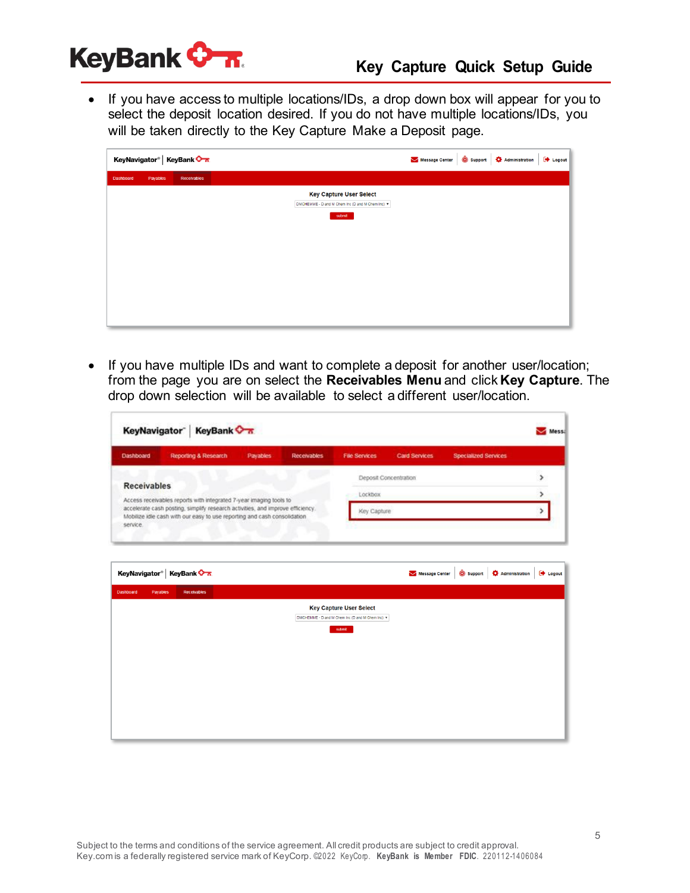- If you have access to multiple locations/IDs, a drop down box will appear for you to select the deposit location desired. If you do not have multiple locations/IDs, you will be taken directly to the Key Capture Make a Deposit page.

- If you have multiple IDs and want to complete a deposit for another user/location; from the page you are on select the **Receivables Menu** and click **Key Capture**. The drop down selection will be available to select a different user/location.

Subject to the terms and conditions of the service agreement. All credit products are subject to credit approval.
Key.com is a federally registered service mark of KeyCorp. ©2022 KeyCorp. **KeyBank is Member FDIC.** 220112-1406084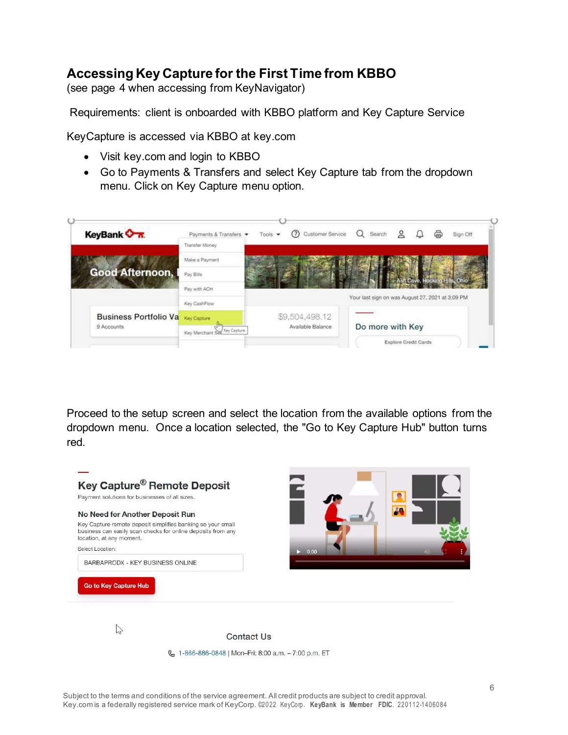## Accessing Key Capture for the First Time from KBBO

(see page 4 when accessing from KeyNavigator)

Requirements: client is onboarded with KBBO platform and Key Capture Service

KeyCapture is accessed via KBBO at key.com

- Visit key.com and login to KBBO
- Go to Payments & Transfers and select Key Capture tab from the dropdown menu. Click on Key Capture menu option.

Proceed to the setup screen and select the location from the available options from the dropdown menu. Once a location selected, the "Go to Key Capture Hub" button turns red.

Subject to the terms and conditions of the service agreement. All credit products are subject to credit approval.
Key.com is a federally registered service mark of KeyCorp. ©2022 KeyCorp. **KeyBank is Member FDIC.** 220112-1406084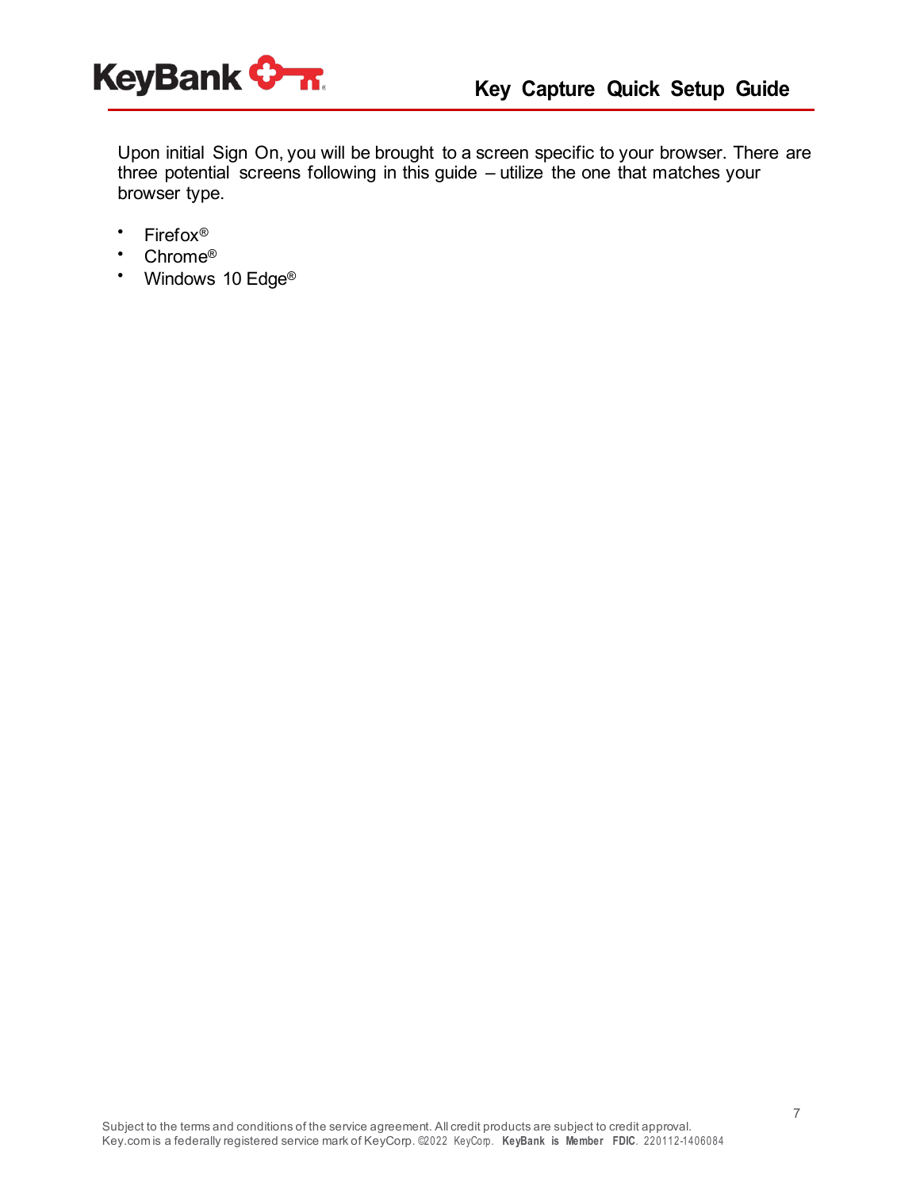Upon initial Sign On, you will be brought to a screen specific to your browser. There are three potential screens following in this guide – utilize the one that matches your browser type.

- Firefox®
- Chrome®
- Windows 10 Edge®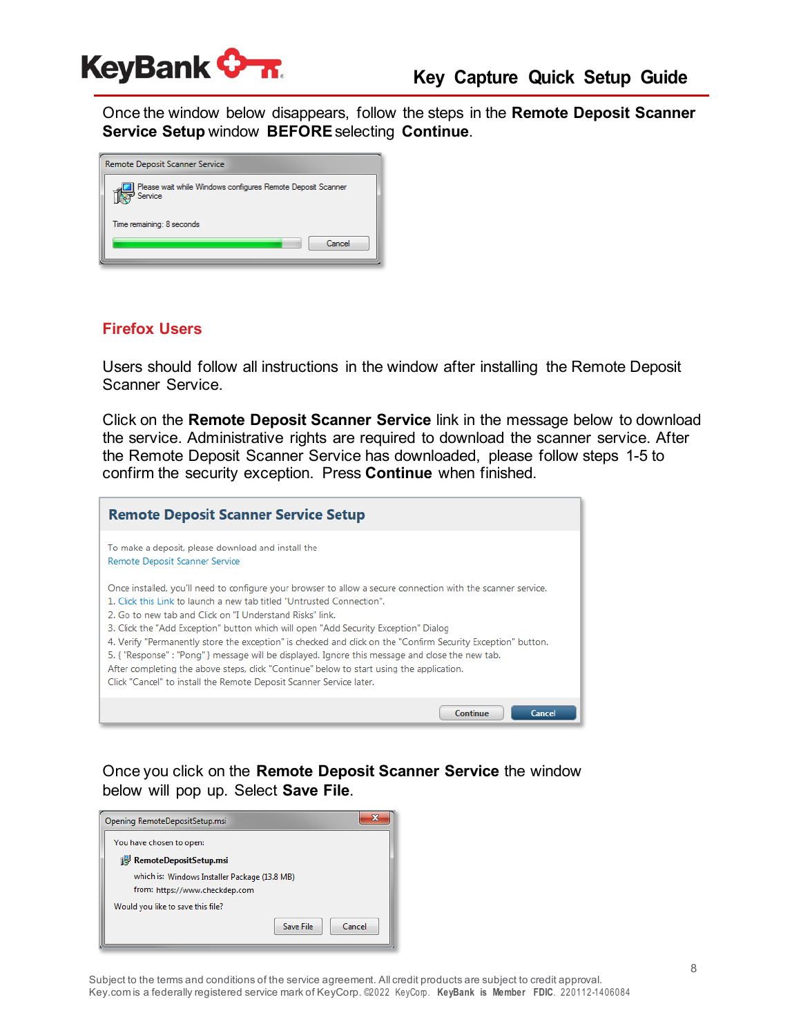Once the window below disappears, follow the steps in the **Remote Deposit Scanner Service Setup** window **BEFORE** selecting **Continue**.

Remote Deposit Scanner Service

Please wait while Windows configures Remote Deposit Scanner Service

Time remaining: 8 seconds

Cancel

## Firefox Users

Users should follow all instructions in the window after installing the Remote Deposit Scanner Service.

Click on the **Remote Deposit Scanner Service** link in the message below to download the service. Administrative rights are required to download the scanner service. After the Remote Deposit Scanner Service has downloaded, please follow steps 1-5 to confirm the security exception. Press **Continue** when finished.

**Remote Deposit Scanner Service Setup**

To make a deposit, please download and install the Remote Deposit Scanner Service

Once installed, you'll need to configure your browser to allow a secure connection with the scanner service.

1. Click this Link to launch a new tab titled "Untrusted Connection".
2. Go to new tab and Click on "I Understand Risks" link.
3. Click the "Add Exception" button which will open "Add Security Exception" Dialog
4. Verify "Permanently store the exception" is checked and click on the "Confirm Security Exception" button.
5. { "Response" : "Pong" } message will be displayed. Ignore this message and close the new tab.

After completing the above steps, click "Continue" below to start using the application.
Click "Cancel" to install the Remote Deposit Scanner Service later.

Continue | Cancel

Once you click on the **Remote Deposit Scanner Service** the window below will pop up. Select **Save File**.

Opening RemoteDepositSetup.msi

You have chosen to open:

**RemoteDepositSetup.msi**

which is: Windows Installer Package (13.8 MB)
from: https://www.checkdep.com

Would you like to save this file?

Save File | Cancel

Subject to the terms and conditions of the service agreement. All credit products are subject to credit approval.
Key.com is a federally registered service mark of KeyCorp. ©2022 KeyCorp. **KeyBank is Member FDIC.** 220112-1406084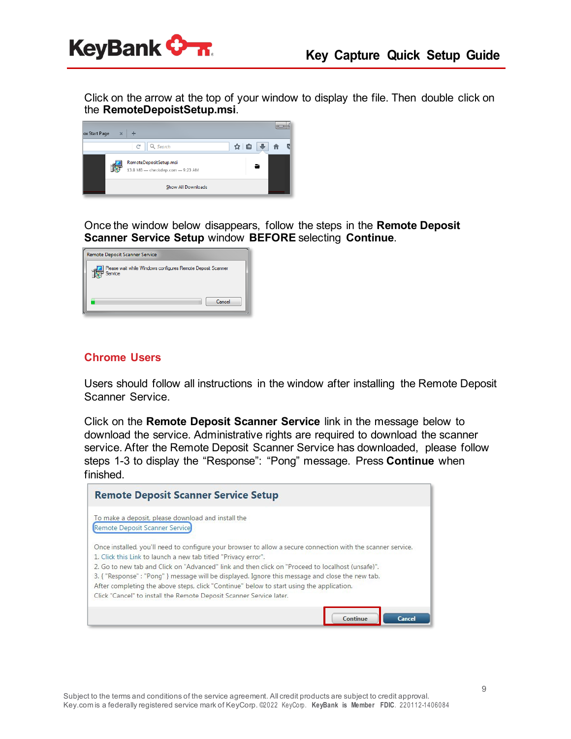Click on the arrow at the top of your window to display the file. Then double click on the **RemoteDepoistSetup.msi**.

Once the window below disappears, follow the steps in the **Remote Deposit Scanner Service Setup** window **BEFORE** selecting **Continue**.

## Chrome Users

Users should follow all instructions in the window after installing the Remote Deposit Scanner Service.

Click on the **Remote Deposit Scanner Service** link in the message below to download the service. Administrative rights are required to download the scanner service. After the Remote Deposit Scanner Service has downloaded, please follow steps 1-3 to display the "Response": "Pong" message. Press **Continue** when finished.

Subject to the terms and conditions of the service agreement. All credit products are subject to credit approval.
Key.com is a federally registered service mark of KeyCorp. ©2022 KeyCorp. **KeyBank is Member FDIC.** 220112-1406084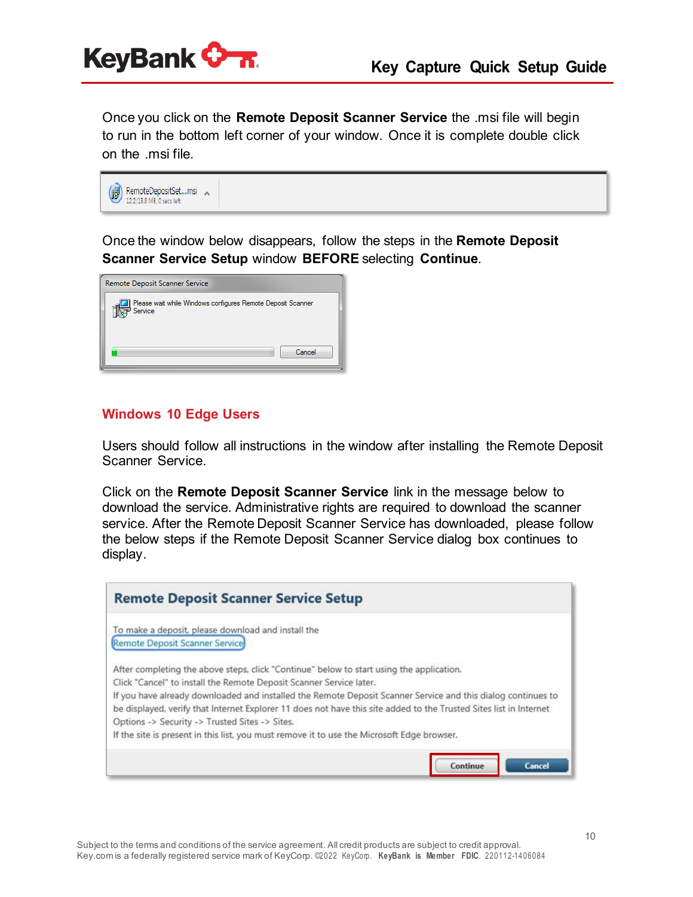Once you click on the **Remote Deposit Scanner Service** the .msi file will begin to run in the bottom left corner of your window. Once it is complete double click on the .msi file.

Once the window below disappears, follow the steps in the **Remote Deposit Scanner Service Setup** window **BEFORE** selecting **Continue**.

## Windows 10 Edge Users

Users should follow all instructions in the window after installing the Remote Deposit Scanner Service.

Click on the **Remote Deposit Scanner Service** link in the message below to download the service. Administrative rights are required to download the scanner service. After the Remote Deposit Scanner Service has downloaded, please follow the below steps if the Remote Deposit Scanner Service dialog box continues to display.

Subject to the terms and conditions of the service agreement. All credit products are subject to credit approval.
Key.com is a federally registered service mark of KeyCorp. ©2022 KeyCorp. **KeyBank is Member FDIC.** 220112-1406084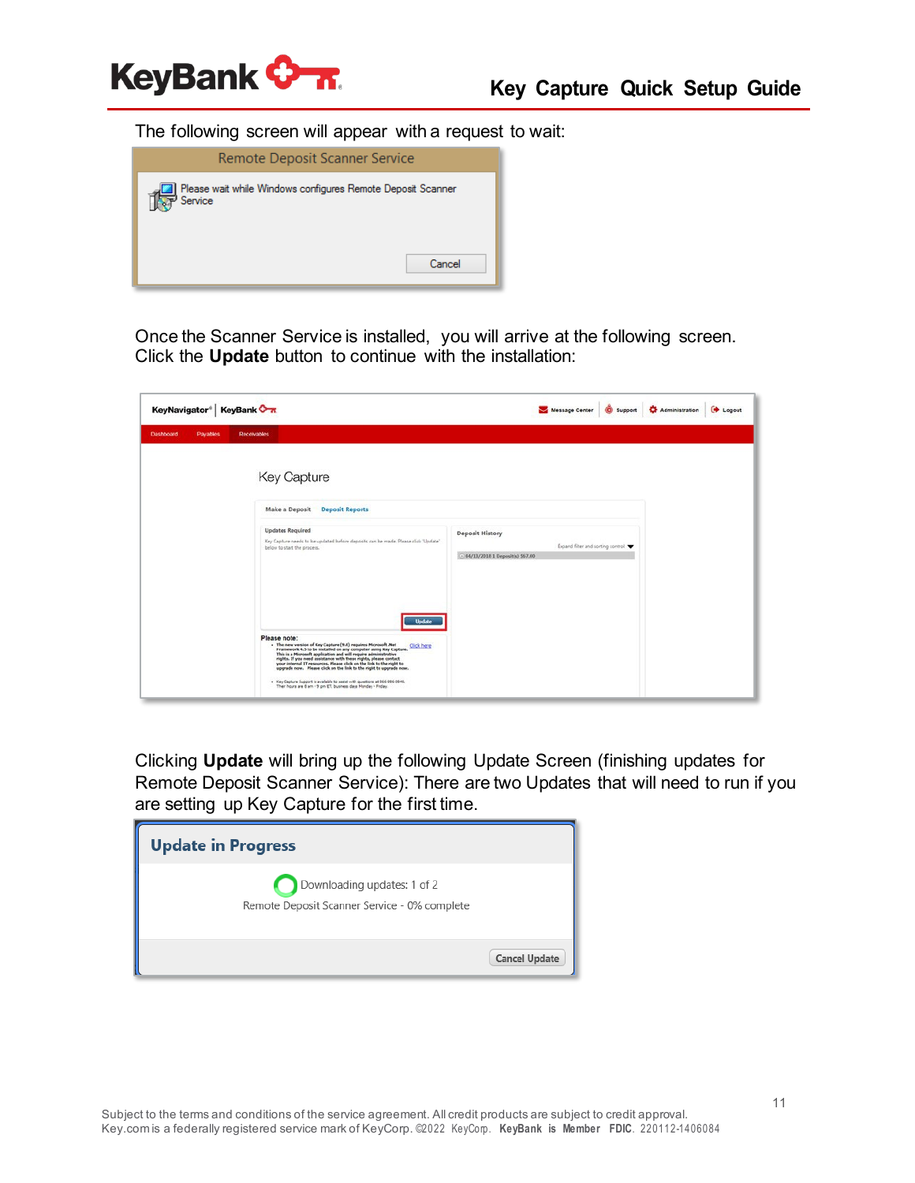The following screen will appear with a request to wait:

Once the Scanner Service is installed, you will arrive at the following screen. Click the **Update** button to continue with the installation:

Clicking **Update** will bring up the following Update Screen (finishing updates for Remote Deposit Scanner Service): There are two Updates that will need to run if you are setting up Key Capture for the first time.

Subject to the terms and conditions of the service agreement. All credit products are subject to credit approval.
Key.com is a federally registered service mark of KeyCorp. ©2022 KeyCorp. **KeyBank is Member FDIC.** 220112-1406084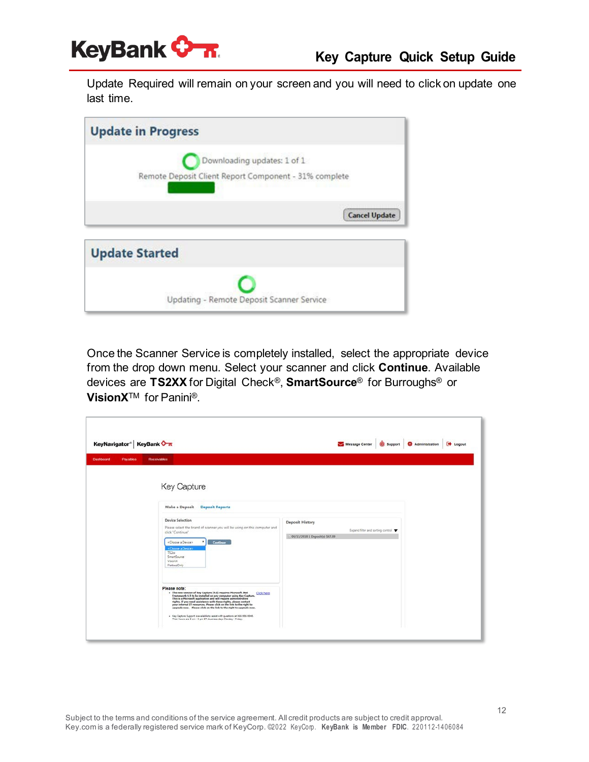Update Required will remain on your screen and you will need to click on update one last time.

Once the Scanner Service is completely installed, select the appropriate device from the drop down menu. Select your scanner and click **Continue**. Available devices are **TS2XX** for Digital Check®, **SmartSource**® for Burroughs® or **VisionX**™ for Panini®.

Subject to the terms and conditions of the service agreement. All credit products are subject to credit approval.
Key.com is a federally registered service mark of KeyCorp. ©2022 KeyCorp. **KeyBank is Member FDIC.** 220112-1406084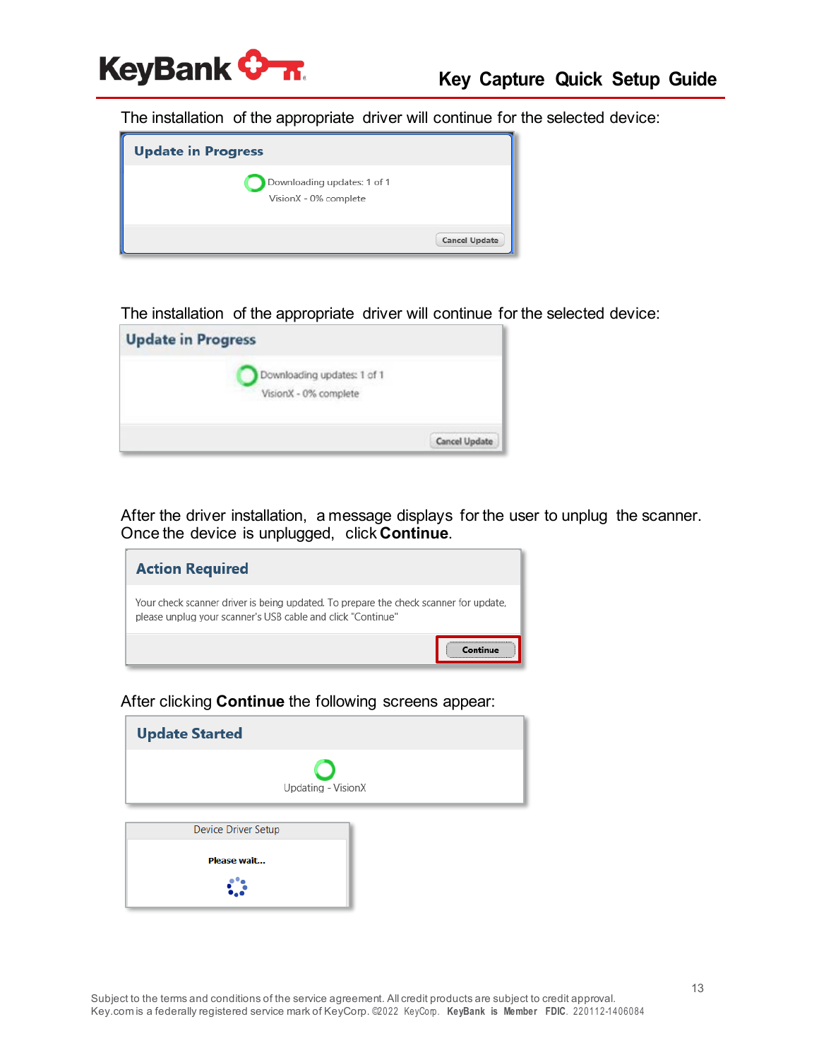The installation of the appropriate driver will continue for the selected device:

**Update in Progress**

Downloading updates: 1 of 1

VisionX - 0% complete

Cancel Update

The installation of the appropriate driver will continue for the selected device:

**Update in Progress**

Downloading updates: 1 of 1

VisionX - 0% complete

Cancel Update

After the driver installation, a message displays for the user to unplug the scanner. Once the device is unplugged, click **Continue**.

**Action Required**

Your check scanner driver is being updated. To prepare the check scanner for update, please unplug your scanner's USB cable and click "Continue"

Continue

After clicking **Continue** the following screens appear:

**Update Started**

Updating - VisionX

Device Driver Setup

**Please wait...**

Subject to the terms and conditions of the service agreement. All credit products are subject to credit approval.
Key.com is a federally registered service mark of KeyCorp. ©2022 KeyCorp. **KeyBank is Member FDIC.** 220112-1406084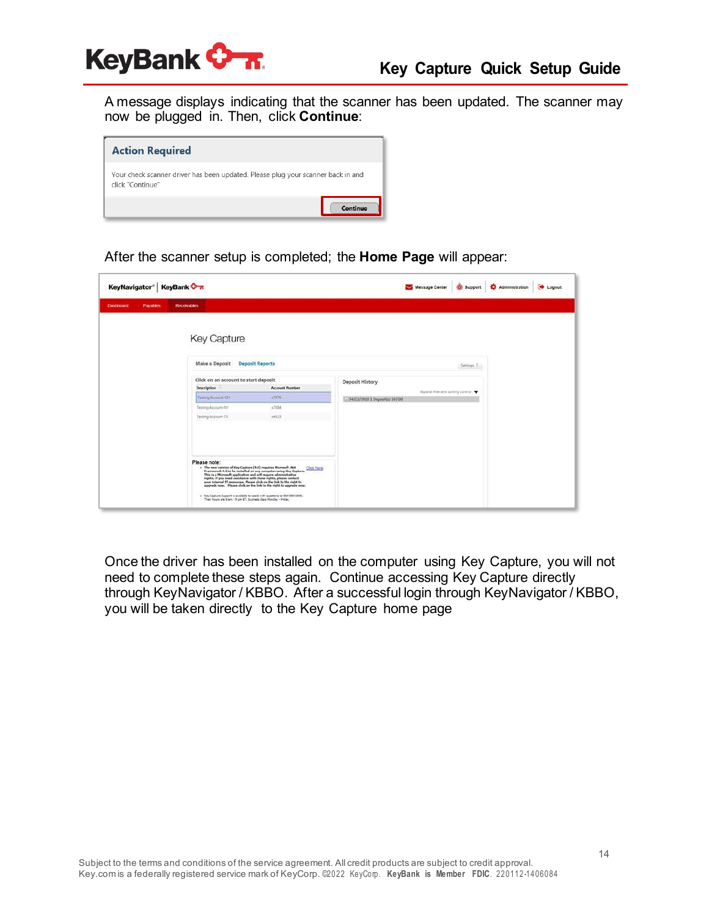A message displays indicating that the scanner has been updated. The scanner may now be plugged in. Then, click **Continue**:

**Action Required**

Your check scanner driver has been updated. Please plug your scanner back in and click "Continue"

Continue

After the scanner setup is completed; the **Home Page** will appear:

Once the driver has been installed on the computer using Key Capture, you will not need to complete these steps again. Continue accessing Key Capture directly through KeyNavigator / KBBO. After a successful login through KeyNavigator / KBBO, you will be taken directly to the Key Capture home page

Subject to the terms and conditions of the service agreement. All credit products are subject to credit approval.
Key.com is a federally registered service mark of KeyCorp. ©2022 KeyCorp. **KeyBank is Member FDIC**. 220112-1406084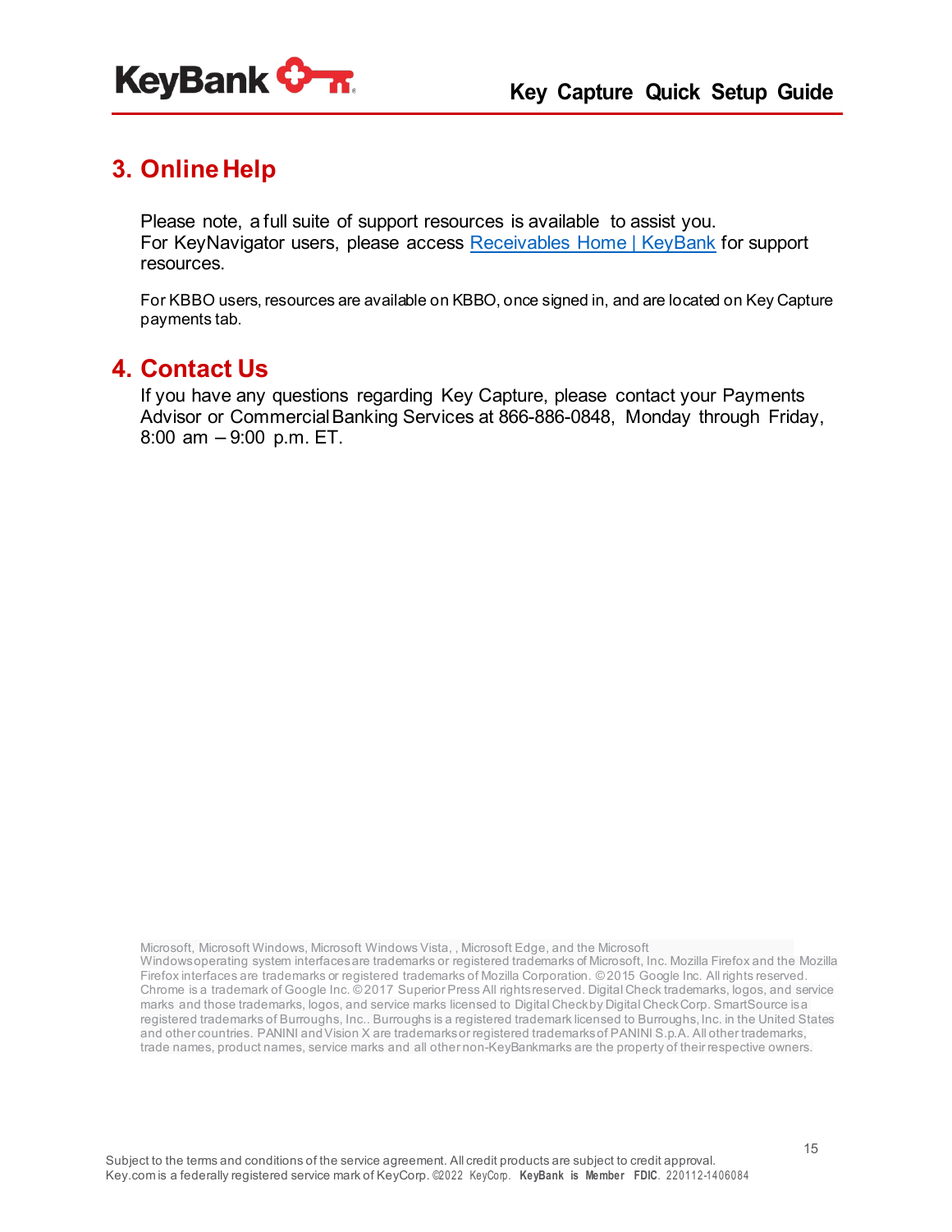## 3. Online Help

Please note, a full suite of support resources is available to assist you.
For KeyNavigator users, please access [Receivables Home | KeyBank] for support resources.

For KBBO users, resources are available on KBBO, once signed in, and are located on Key Capture payments tab.

## 4. Contact Us

If you have any questions regarding Key Capture, please contact your Payments Advisor or Commercial Banking Services at 866-886-0848, Monday through Friday, 8:00 am – 9:00 p.m. ET.

Microsoft, Microsoft Windows, Microsoft Windows Vista, , Microsoft Edge, and the Microsoft Windows operating system interfaces are trademarks or registered trademarks of Microsoft, Inc. Mozilla Firefox and the Mozilla Firefox interfaces are trademarks or registered trademarks of Mozilla Corporation. ©2015 Google Inc. All rights reserved. Chrome is a trademark of Google Inc. ©2017 Superior Press All rights reserved. Digital Check trademarks, logos, and service marks and those trademarks, logos, and service marks licensed to Digital Check by Digital Check Corp. SmartSource is a registered trademarks of Burroughs, Inc.. Burroughs is a registered trademark licensed to Burroughs, Inc. in the United States and other countries. PANINI and Vision X are trademarks or registered trademarks of PANINI S.p.A. All other trademarks, trade names, product names, service marks and all other non-KeyBank marks are the property of their respective owners.

Subject to the terms and conditions of the service agreement. All credit products are subject to credit approval.
Key.com is a federally registered service mark of KeyCorp. ©2022 KeyCorp. **KeyBank is Member FDIC**. 220112-1406084